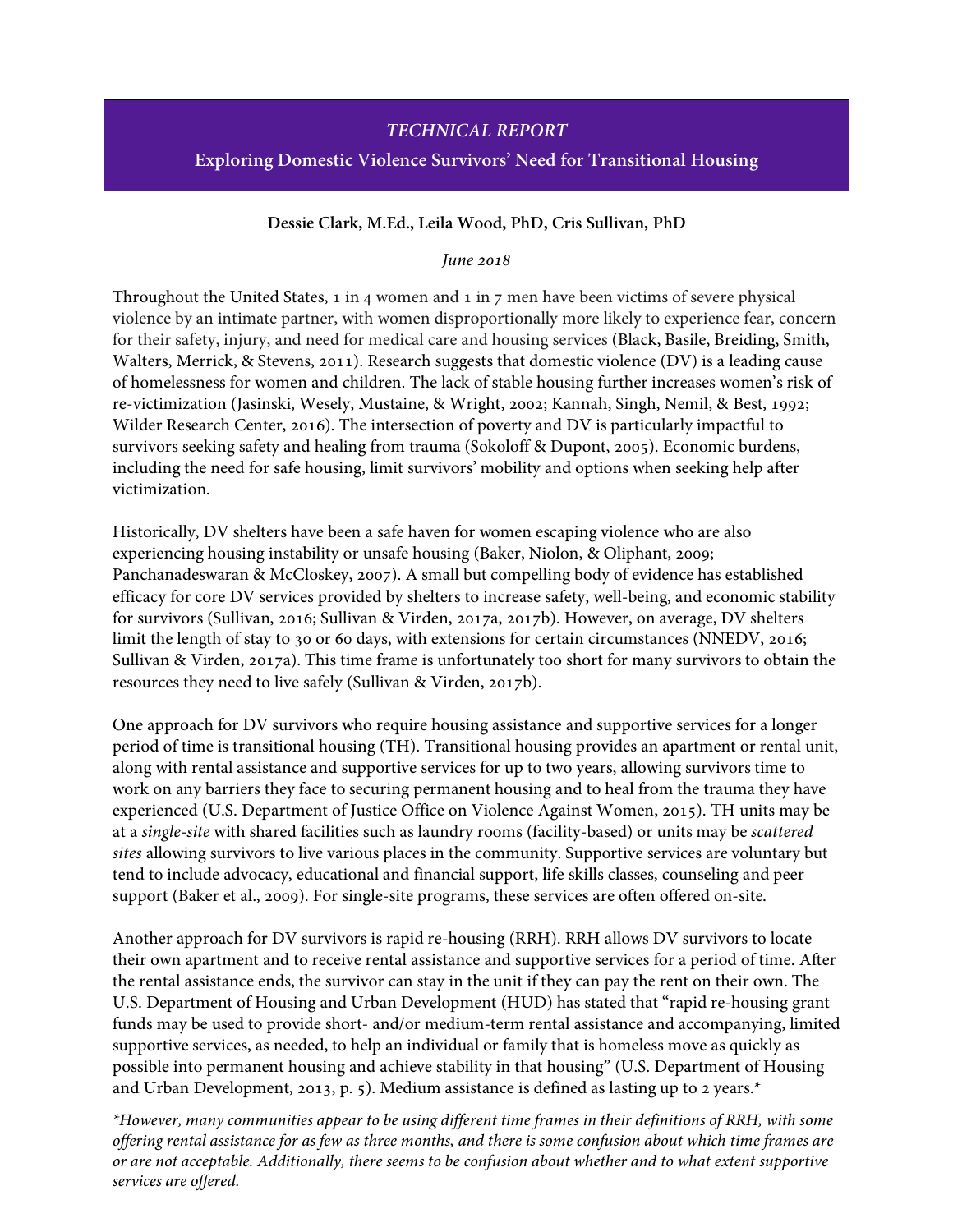*TECHNICAL REPORT*

# Exploring Domestic Violence Survivors' Need for Transitional Housing

**Dessie Clark, M.Ed., Leila Wood, PhD, Cris Sullivan, PhD**

*June 2018*

Throughout the United States, 1 in 4 women and 1 in 7 men have been victims of severe physical violence by an intimate partner, with women disproportionally more likely to experience fear, concern for their safety, injury, and need for medical care and housing services (Black, Basile, Breiding, Smith, Walters, Merrick, & Stevens, 2011). Research suggests that domestic violence (DV) is a leading cause of homelessness for women and children. The lack of stable housing further increases women's risk of re-victimization (Jasinski, Wesely, Mustaine, & Wright, 2002; Kannah, Singh, Nemil, & Best, 1992; Wilder Research Center, 2016). The intersection of poverty and DV is particularly impactful to survivors seeking safety and healing from trauma (Sokoloff & Dupont, 2005). Economic burdens, including the need for safe housing, limit survivors' mobility and options when seeking help after victimization.

Historically, DV shelters have been a safe haven for women escaping violence who are also experiencing housing instability or unsafe housing (Baker, Niolon, & Oliphant, 2009; Panchanadeswaran & McCloskey, 2007). A small but compelling body of evidence has established efficacy for core DV services provided by shelters to increase safety, well-being, and economic stability for survivors (Sullivan, 2016; Sullivan & Virden, 2017a, 2017b). However, on average, DV shelters limit the length of stay to 30 or 60 days, with extensions for certain circumstances (NNEDV, 2016; Sullivan & Virden, 2017a). This time frame is unfortunately too short for many survivors to obtain the resources they need to live safely (Sullivan & Virden, 2017b).

One approach for DV survivors who require housing assistance and supportive services for a longer period of time is transitional housing (TH). Transitional housing provides an apartment or rental unit, along with rental assistance and supportive services for up to two years, allowing survivors time to work on any barriers they face to securing permanent housing and to heal from the trauma they have experienced (U.S. Department of Justice Office on Violence Against Women, 2015). TH units may be at a *single-site* with shared facilities such as laundry rooms (facility-based) or units may be *scattered sites* allowing survivors to live various places in the community. Supportive services are voluntary but tend to include advocacy, educational and financial support, life skills classes, counseling and peer support (Baker et al., 2009). For single-site programs, these services are often offered on-site.

Another approach for DV survivors is rapid re-housing (RRH). RRH allows DV survivors to locate their own apartment and to receive rental assistance and supportive services for a period of time. After the rental assistance ends, the survivor can stay in the unit if they can pay the rent on their own. The U.S. Department of Housing and Urban Development (HUD) has stated that "rapid re-housing grant funds may be used to provide short- and/or medium-term rental assistance and accompanying, limited supportive services, as needed, to help an individual or family that is homeless move as quickly as possible into permanent housing and achieve stability in that housing" (U.S. Department of Housing and Urban Development, 2013, p. 5). Medium assistance is defined as lasting up to 2 years.*

*\*However, many communities appear to be using different time frames in their definitions of RRH, with some offering rental assistance for as few as three months, and there is some confusion about which time frames are or are not acceptable. Additionally, there seems to be confusion about whether and to what extent supportive services are offered.*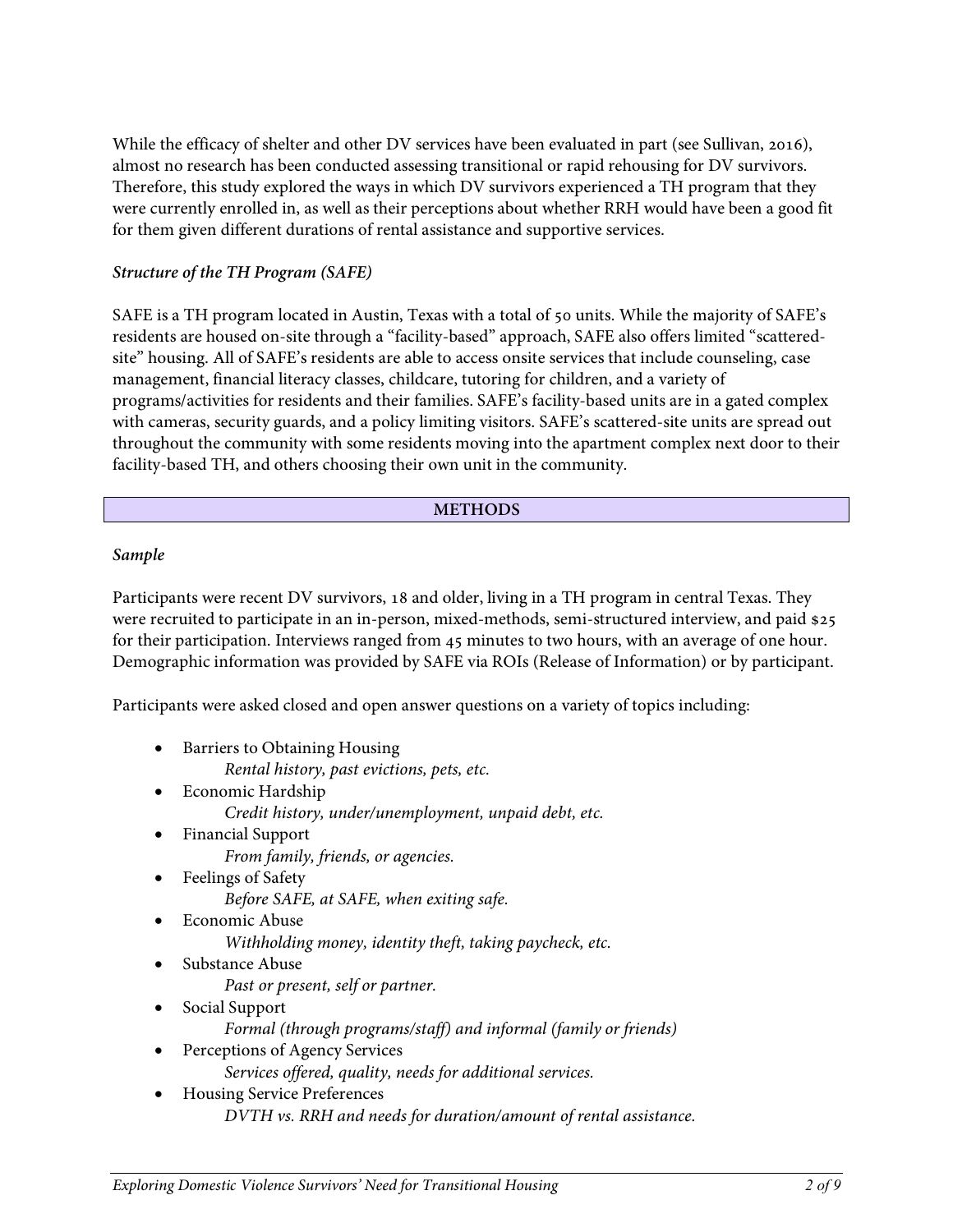While the efficacy of shelter and other DV services have been evaluated in part (see Sullivan, 2016), almost no research has been conducted assessing transitional or rapid rehousing for DV survivors. Therefore, this study explored the ways in which DV survivors experienced a TH program that they were currently enrolled in, as well as their perceptions about whether RRH would have been a good fit for them given different durations of rental assistance and supportive services.

### *Structure of the TH Program (SAFE)*

SAFE is a TH program located in Austin, Texas with a total of 50 units. While the majority of SAFE's residents are housed on-site through a "facility-based" approach, SAFE also offers limited "scattered-site" housing. All of SAFE's residents are able to access onsite services that include counseling, case management, financial literacy classes, childcare, tutoring for children, and a variety of programs/activities for residents and their families. SAFE's facility-based units are in a gated complex with cameras, security guards, and a policy limiting visitors. SAFE's scattered-site units are spread out throughout the community with some residents moving into the apartment complex next door to their facility-based TH, and others choosing their own unit in the community.

## METHODS

### *Sample*

Participants were recent DV survivors, 18 and older, living in a TH program in central Texas. They were recruited to participate in an in-person, mixed-methods, semi-structured interview, and paid $25 for their participation. Interviews ranged from 45 minutes to two hours, with an average of one hour. Demographic information was provided by SAFE via ROIs (Release of Information) or by participant.

Participants were asked closed and open answer questions on a variety of topics including:

- Barriers to Obtaining Housing
  *Rental history, past evictions, pets, etc.*
- Economic Hardship
  *Credit history, under/unemployment, unpaid debt, etc.*
- Financial Support
  *From family, friends, or agencies.*
- Feelings of Safety
  *Before SAFE, at SAFE, when exiting safe.*
- Economic Abuse
  *Withholding money, identity theft, taking paycheck, etc.*
- Substance Abuse
  *Past or present, self or partner.*
- Social Support
  *Formal (through programs/staff) and informal (family or friends)*
- Perceptions of Agency Services
  *Services offered, quality, needs for additional services.*
- Housing Service Preferences
  *DVTH vs. RRH and needs for duration/amount of rental assistance.*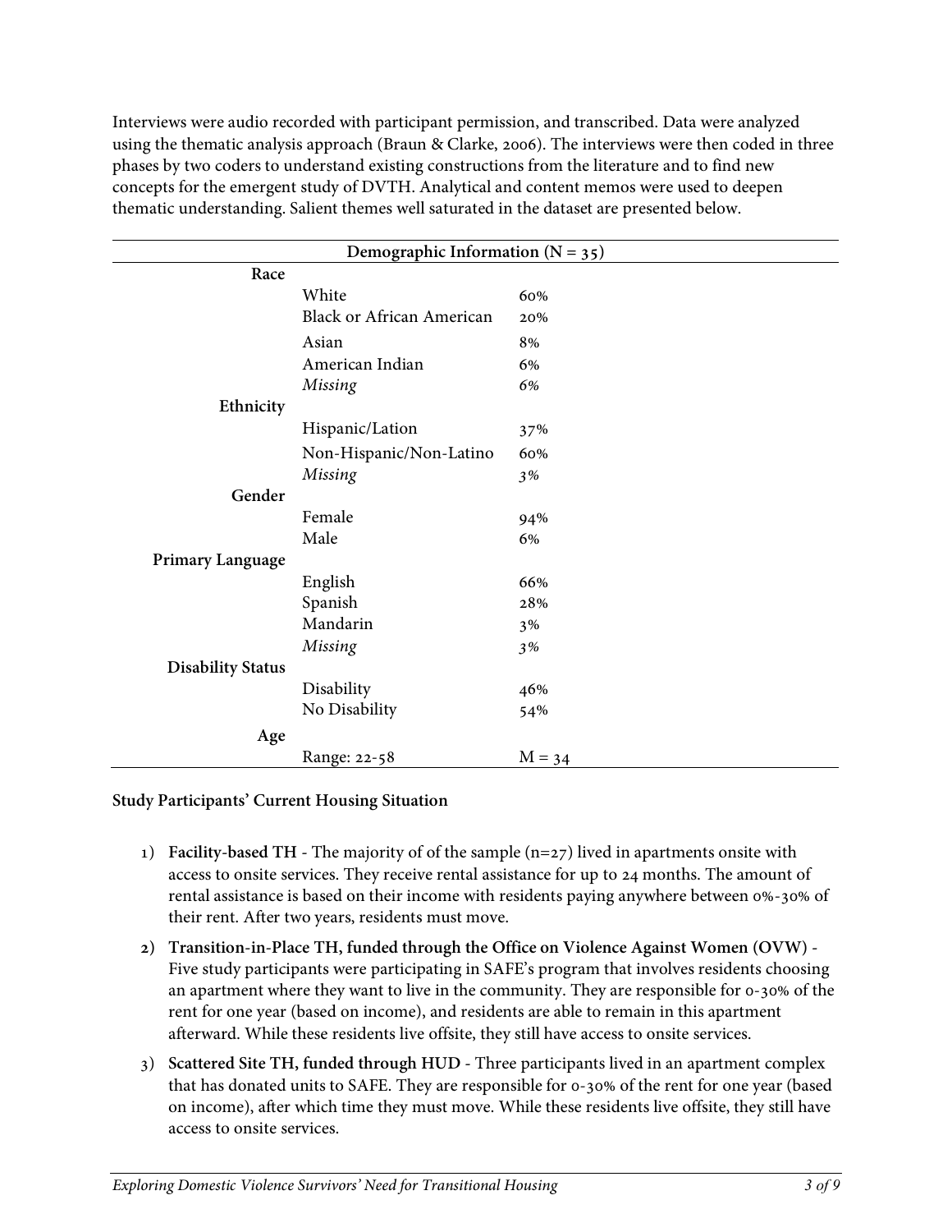Interviews were audio recorded with participant permission, and transcribed. Data were analyzed using the thematic analysis approach (Braun & Clarke, 2006). The interviews were then coded in three phases by two coders to understand existing constructions from the literature and to find new concepts for the emergent study of DVTH. Analytical and content memos were used to deepen thematic understanding. Salient themes well saturated in the dataset are presented below.

| Demographic Information (N = 35) | | |
|---|---|---|
| **Race** | | |
| | White | 60% |
| | Black or African American | 20% |
| | Asian | 8% |
| | American Indian | 6% |
| | *Missing* | 6% |
| **Ethnicity** | | |
| | Hispanic/Lation | 37% |
| | Non-Hispanic/Non-Latino | 60% |
| | *Missing* | 3% |
| **Gender** | | |
| | Female | 94% |
| | Male | 6% |
| **Primary Language** | | |
| | English | 66% |
| | Spanish | 28% |
| | Mandarin | 3% |
| | *Missing* | 3% |
| **Disability Status** | | |
| | Disability | 46% |
| | No Disability | 54% |
| **Age** | | |
| | Range: 22-58 | M = 34 |

**Study Participants' Current Housing Situation**

1) **Facility-based TH** - The majority of of the sample (n=27) lived in apartments onsite with access to onsite services. They receive rental assistance for up to 24 months. The amount of rental assistance is based on their income with residents paying anywhere between 0%-30% of their rent. After two years, residents must move.
2) **Transition-in-Place TH, funded through the Office on Violence Against Women (OVW)** - Five study participants were participating in SAFE's program that involves residents choosing an apartment where they want to live in the community. They are responsible for 0-30% of the rent for one year (based on income), and residents are able to remain in this apartment afterward. While these residents live offsite, they still have access to onsite services.
3) **Scattered Site TH, funded through HUD** - Three participants lived in an apartment complex that has donated units to SAFE. They are responsible for 0-30% of the rent for one year (based on income), after which time they must move. While these residents live offsite, they still have access to onsite services.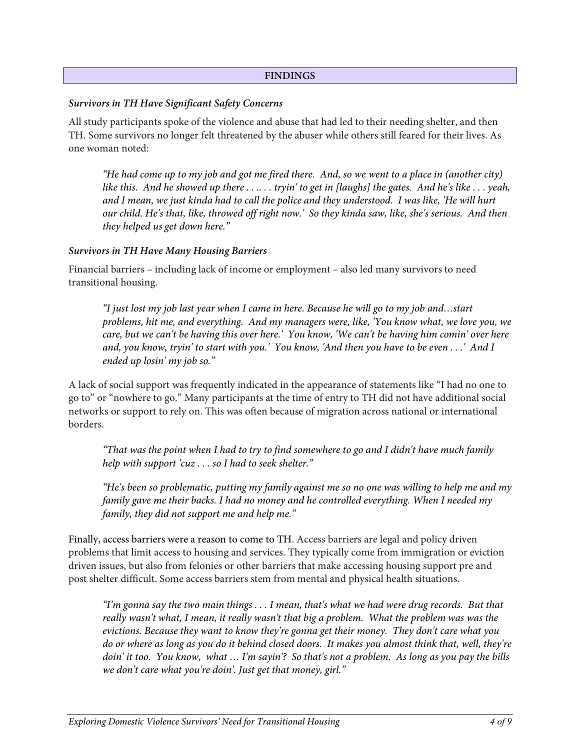## FINDINGS

### *Survivors in TH Have Significant Safety Concerns*

All study participants spoke of the violence and abuse that had led to their needing shelter, and then TH. Some survivors no longer felt threatened by the abuser while others still feared for their lives. As one woman noted:

> *"He had come up to my job and got me fired there. And, so we went to a place in (another city) like this. And he showed up there . . .. . . tryin' to get in [laughs] the gates. And he's like . . . yeah, and I mean, we just kinda had to call the police and they understood. I was like, 'He will hurt our child. He's that, like, throwed off right now.' So they kinda saw, like, she's serious. And then they helped us get down here."*

### *Survivors in TH Have Many Housing Barriers*

Financial barriers – including lack of income or employment – also led many survivors to need transitional housing.

> *"I just lost my job last year when I came in here. Because he will go to my job and…start problems, hit me, and everything. And my managers were, like, 'You know what, we love you, we care, but we can't be having this over here.' You know, 'We can't be having him comin' over here and, you know, tryin' to start with you.' You know, 'And then you have to be even . . .' And I ended up losin' my job so."*

A lack of social support was frequently indicated in the appearance of statements like "I had no one to go to" or "nowhere to go." Many participants at the time of entry to TH did not have additional social networks or support to rely on. This was often because of migration across national or international borders.

> *"That was the point when I had to try to find somewhere to go and I didn't have much family help with support 'cuz . . . so I had to seek shelter."*

> *"He's been so problematic, putting my family against me so no one was willing to help me and my family gave me their backs. I had no money and he controlled everything. When I needed my family, they did not support me and help me."*

Finally, access barriers were a reason to come to TH. Access barriers are legal and policy driven problems that limit access to housing and services. They typically come from immigration or eviction driven issues, but also from felonies or other barriers that make accessing housing support pre and post shelter difficult. Some access barriers stem from mental and physical health situations.

> *"I'm gonna say the two main things . . . I mean, that's what we had were drug records. But that really wasn't what, I mean, it really wasn't that big a problem. What the problem was was the evictions. Because they want to know they're gonna get their money. They don't care what you do or where as long as you do it behind closed doors. It makes you almost think that, well, they're doin' it too. You know, what … I'm sayin'? So that's not a problem. As long as you pay the bills we don't care what you're doin'. Just get that money, girl."*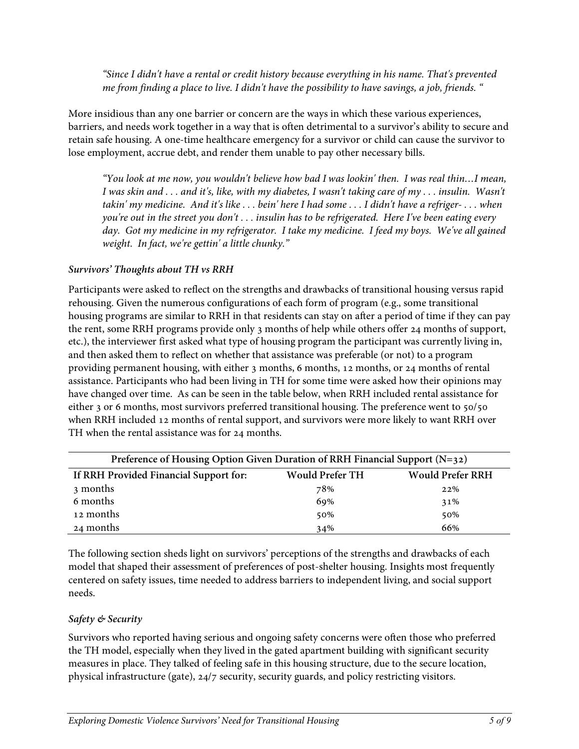*"Since I didn't have a rental or credit history because everything in his name. That's prevented me from finding a place to live. I didn't have the possibility to have savings, a job, friends. "*

More insidious than any one barrier or concern are the ways in which these various experiences, barriers, and needs work together in a way that is often detrimental to a survivor's ability to secure and retain safe housing. A one-time healthcare emergency for a survivor or child can cause the survivor to lose employment, accrue debt, and render them unable to pay other necessary bills.

*"You look at me now, you wouldn't believe how bad I was lookin' then. I was real thin…I mean, I was skin and . . . and it's, like, with my diabetes, I wasn't taking care of my . . . insulin. Wasn't takin' my medicine. And it's like . . . bein' here I had some . . . I didn't have a refriger- . . . when you're out in the street you don't . . . insulin has to be refrigerated. Here I've been eating every day. Got my medicine in my refrigerator. I take my medicine. I feed my boys. We've all gained weight. In fact, we're gettin' a little chunky."*

### *Survivors' Thoughts about TH vs RRH*

Participants were asked to reflect on the strengths and drawbacks of transitional housing versus rapid rehousing. Given the numerous configurations of each form of program (e.g., some transitional housing programs are similar to RRH in that residents can stay on after a period of time if they can pay the rent, some RRH programs provide only 3 months of help while others offer 24 months of support, etc.), the interviewer first asked what type of housing program the participant was currently living in, and then asked them to reflect on whether that assistance was preferable (or not) to a program providing permanent housing, with either 3 months, 6 months, 12 months, or 24 months of rental assistance. Participants who had been living in TH for some time were asked how their opinions may have changed over time. As can be seen in the table below, when RRH included rental assistance for either 3 or 6 months, most survivors preferred transitional housing. The preference went to 50/50 when RRH included 12 months of rental support, and survivors were more likely to want RRH over TH when the rental assistance was for 24 months.

| Preference of Housing Option Given Duration of RRH Financial Support (N=32) | | |
|---|---|---|
| **If RRH Provided Financial Support for:** | **Would Prefer TH** | **Would Prefer RRH** |
| 3 months | 78% | 22% |
| 6 months | 69% | 31% |
| 12 months | 50% | 50% |
| 24 months | 34% | 66% |

The following section sheds light on survivors' perceptions of the strengths and drawbacks of each model that shaped their assessment of preferences of post-shelter housing. Insights most frequently centered on safety issues, time needed to address barriers to independent living, and social support needs.

### *Safety & Security*

Survivors who reported having serious and ongoing safety concerns were often those who preferred the TH model, especially when they lived in the gated apartment building with significant security measures in place. They talked of feeling safe in this housing structure, due to the secure location, physical infrastructure (gate), 24/7 security, security guards, and policy restricting visitors.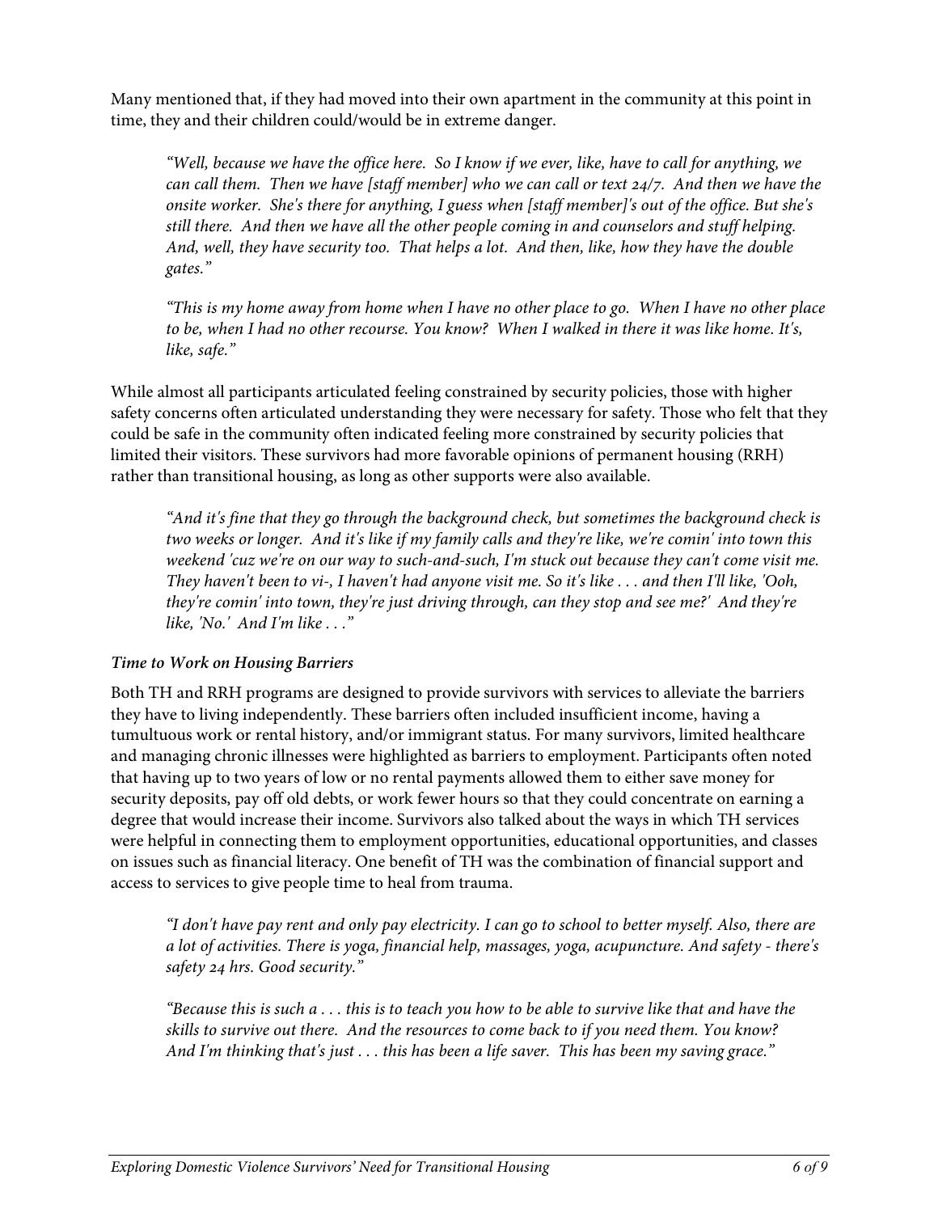Many mentioned that, if they had moved into their own apartment in the community at this point in time, they and their children could/would be in extreme danger.

> *"Well, because we have the office here. So I know if we ever, like, have to call for anything, we can call them. Then we have [staff member] who we can call or text 24/7. And then we have the onsite worker. She's there for anything, I guess when [staff member]'s out of the office. But she's still there. And then we have all the other people coming in and counselors and stuff helping. And, well, they have security too. That helps a lot. And then, like, how they have the double gates."*

> *"This is my home away from home when I have no other place to go. When I have no other place to be, when I had no other recourse. You know? When I walked in there it was like home. It's, like, safe."*

While almost all participants articulated feeling constrained by security policies, those with higher safety concerns often articulated understanding they were necessary for safety. Those who felt that they could be safe in the community often indicated feeling more constrained by security policies that limited their visitors. These survivors had more favorable opinions of permanent housing (RRH) rather than transitional housing, as long as other supports were also available.

> *"And it's fine that they go through the background check, but sometimes the background check is two weeks or longer. And it's like if my family calls and they're like, we're comin' into town this weekend 'cuz we're on our way to such-and-such, I'm stuck out because they can't come visit me. They haven't been to vi-, I haven't had anyone visit me. So it's like . . . and then I'll like, 'Ooh, they're comin' into town, they're just driving through, can they stop and see me?' And they're like, 'No.' And I'm like . . ."*

### *Time to Work on Housing Barriers*

Both TH and RRH programs are designed to provide survivors with services to alleviate the barriers they have to living independently. These barriers often included insufficient income, having a tumultuous work or rental history, and/or immigrant status. For many survivors, limited healthcare and managing chronic illnesses were highlighted as barriers to employment. Participants often noted that having up to two years of low or no rental payments allowed them to either save money for security deposits, pay off old debts, or work fewer hours so that they could concentrate on earning a degree that would increase their income. Survivors also talked about the ways in which TH services were helpful in connecting them to employment opportunities, educational opportunities, and classes on issues such as financial literacy. One benefit of TH was the combination of financial support and access to services to give people time to heal from trauma.

> *"I don't have pay rent and only pay electricity. I can go to school to better myself. Also, there are a lot of activities. There is yoga, financial help, massages, yoga, acupuncture. And safety - there's safety 24 hrs. Good security."*

> *"Because this is such a . . . this is to teach you how to be able to survive like that and have the skills to survive out there. And the resources to come back to if you need them. You know? And I'm thinking that's just . . . this has been a life saver. This has been my saving grace."*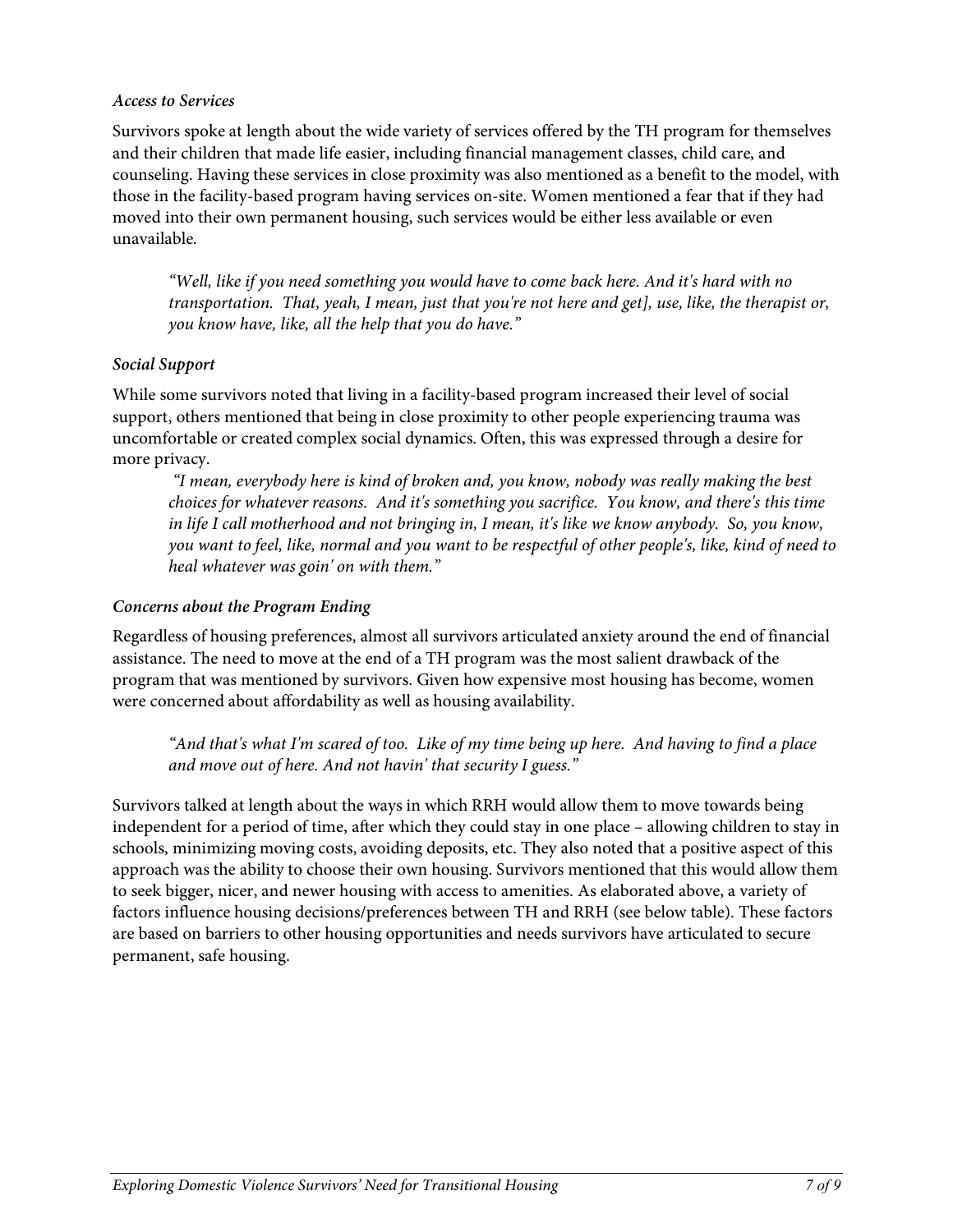### *Access to Services*

Survivors spoke at length about the wide variety of services offered by the TH program for themselves and their children that made life easier, including financial management classes, child care, and counseling. Having these services in close proximity was also mentioned as a benefit to the model, with those in the facility-based program having services on-site. Women mentioned a fear that if they had moved into their own permanent housing, such services would be either less available or even unavailable.

> *"Well, like if you need something you would have to come back here. And it's hard with no transportation. That, yeah, I mean, just that you're not here and get], use, like, the therapist or, you know have, like, all the help that you do have."*

### *Social Support*

While some survivors noted that living in a facility-based program increased their level of social support, others mentioned that being in close proximity to other people experiencing trauma was uncomfortable or created complex social dynamics. Often, this was expressed through a desire for more privacy.

> *"I mean, everybody here is kind of broken and, you know, nobody was really making the best choices for whatever reasons. And it's something you sacrifice. You know, and there's this time in life I call motherhood and not bringing in, I mean, it's like we know anybody. So, you know, you want to feel, like, normal and you want to be respectful of other people's, like, kind of need to heal whatever was goin' on with them."*

### *Concerns about the Program Ending*

Regardless of housing preferences, almost all survivors articulated anxiety around the end of financial assistance. The need to move at the end of a TH program was the most salient drawback of the program that was mentioned by survivors. Given how expensive most housing has become, women were concerned about affordability as well as housing availability.

> *"And that's what I'm scared of too. Like of my time being up here. And having to find a place and move out of here. And not havin' that security I guess."*

Survivors talked at length about the ways in which RRH would allow them to move towards being independent for a period of time, after which they could stay in one place – allowing children to stay in schools, minimizing moving costs, avoiding deposits, etc. They also noted that a positive aspect of this approach was the ability to choose their own housing. Survivors mentioned that this would allow them to seek bigger, nicer, and newer housing with access to amenities. As elaborated above, a variety of factors influence housing decisions/preferences between TH and RRH (see below table). These factors are based on barriers to other housing opportunities and needs survivors have articulated to secure permanent, safe housing.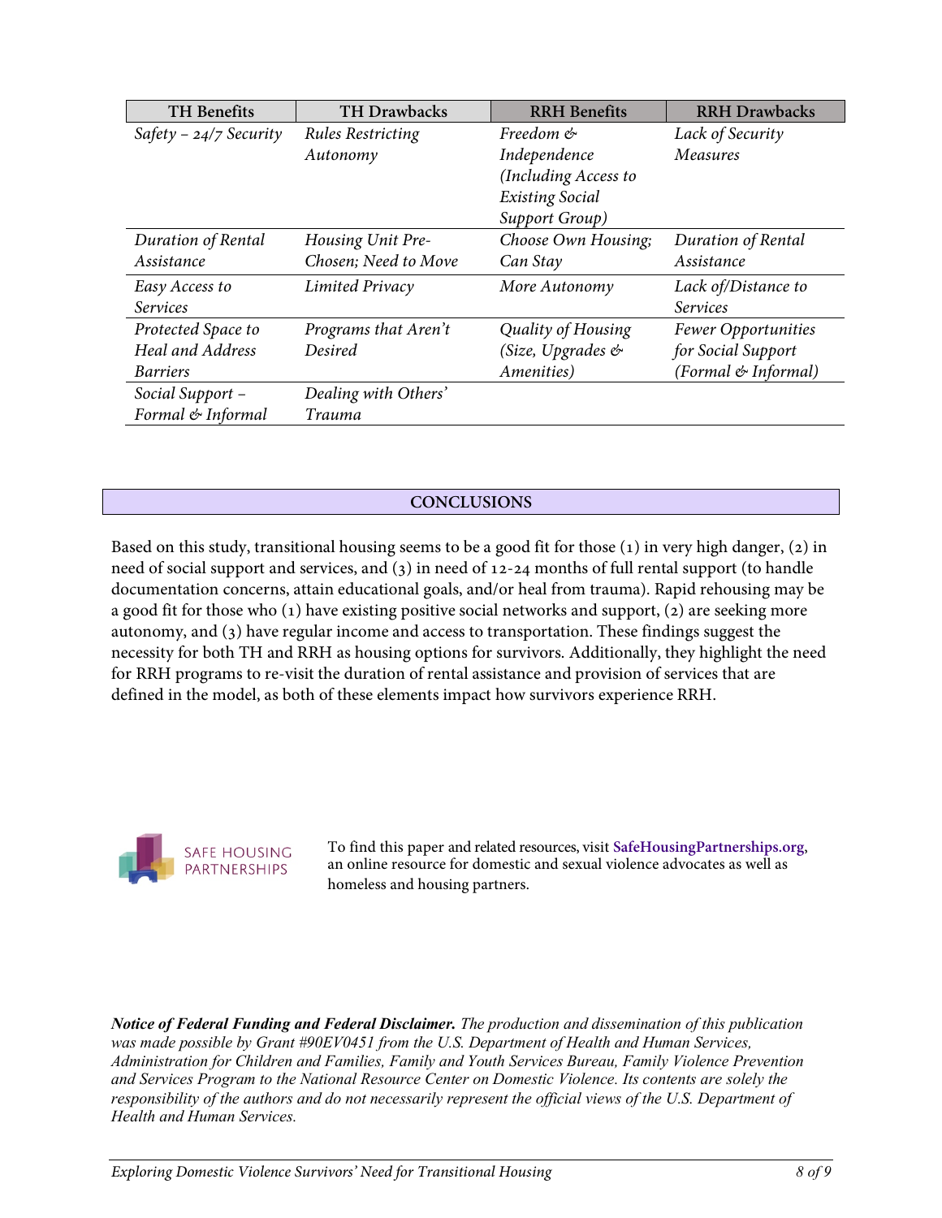| TH Benefits | TH Drawbacks | RRH Benefits | RRH Drawbacks |
|---|---|---|---|
| *Safety – 24/7 Security* | *Rules Restricting Autonomy* | *Freedom & Independence (Including Access to Existing Social Support Group)* | *Lack of Security Measures* |
| *Duration of Rental Assistance* | *Housing Unit Pre-Chosen; Need to Move* | *Choose Own Housing; Can Stay* | *Duration of Rental Assistance* |
| *Easy Access to Services* | *Limited Privacy* | *More Autonomy* | *Lack of/Distance to Services* |
| *Protected Space to Heal and Address Barriers* | *Programs that Aren't Desired* | *Quality of Housing (Size, Upgrades & Amenities)* | *Fewer Opportunities for Social Support (Formal & Informal)* |
| *Social Support – Formal & Informal* | *Dealing with Others' Trauma* | | |

## CONCLUSIONS

Based on this study, transitional housing seems to be a good fit for those (1) in very high danger, (2) in need of social support and services, and (3) in need of 12-24 months of full rental support (to handle documentation concerns, attain educational goals, and/or heal from trauma). Rapid rehousing may be a good fit for those who (1) have existing positive social networks and support, (2) are seeking more autonomy, and (3) have regular income and access to transportation. These findings suggest the necessity for both TH and RRH as housing options for survivors. Additionally, they highlight the need for RRH programs to re-visit the duration of rental assistance and provision of services that are defined in the model, as both of these elements impact how survivors experience RRH.

SAFE HOUSING PARTNERSHIPS

To find this paper and related resources, visit **SafeHousingPartnerships.org**, an online resource for domestic and sexual violence advocates as well as homeless and housing partners.

***Notice of Federal Funding and Federal Disclaimer.*** *The production and dissemination of this publication was made possible by Grant #90EV0451 from the U.S. Department of Health and Human Services, Administration for Children and Families, Family and Youth Services Bureau, Family Violence Prevention and Services Program to the National Resource Center on Domestic Violence. Its contents are solely the responsibility of the authors and do not necessarily represent the official views of the U.S. Department of Health and Human Services.*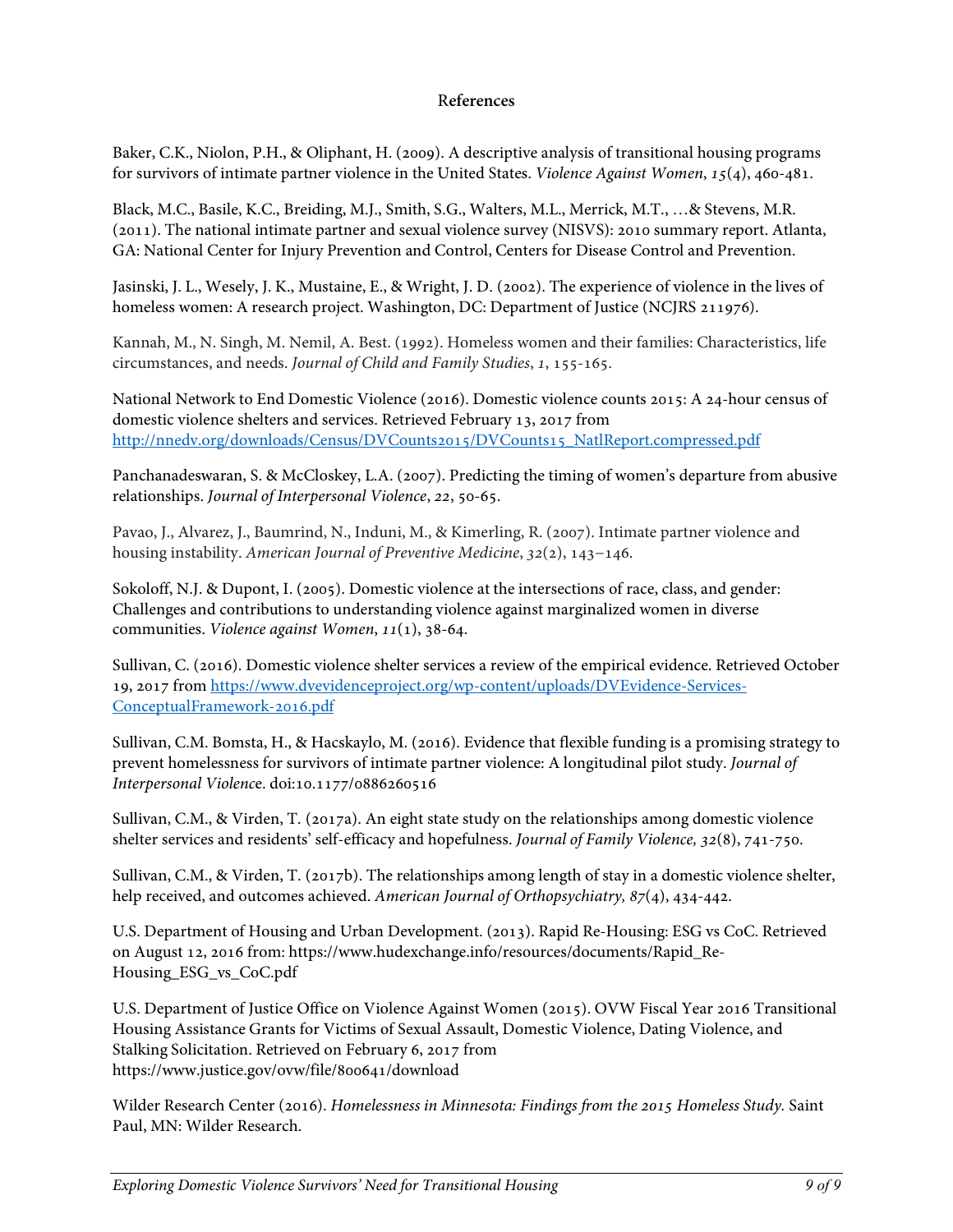## References

Baker, C.K., Niolon, P.H., & Oliphant, H. (2009). A descriptive analysis of transitional housing programs for survivors of intimate partner violence in the United States. *Violence Against Women*, *15*(4), 460-481.

Black, M.C., Basile, K.C., Breiding, M.J., Smith, S.G., Walters, M.L., Merrick, M.T., …& Stevens, M.R. (2011). The national intimate partner and sexual violence survey (NISVS): 2010 summary report. Atlanta, GA: National Center for Injury Prevention and Control, Centers for Disease Control and Prevention.

Jasinski, J. L., Wesely, J. K., Mustaine, E., & Wright, J. D. (2002). The experience of violence in the lives of homeless women: A research project. Washington, DC: Department of Justice (NCJRS 211976).

Kannah, M., N. Singh, M. Nemil, A. Best. (1992). Homeless women and their families: Characteristics, life circumstances, and needs. *Journal of Child and Family Studies*, *1*, 155-165.

National Network to End Domestic Violence (2016). Domestic violence counts 2015: A 24-hour census of domestic violence shelters and services. Retrieved February 13, 2017 from http://nnedv.org/downloads/Census/DVCounts2015/DVCounts15_NatlReport.compressed.pdf

Panchanadeswaran, S. & McCloskey, L.A. (2007). Predicting the timing of women's departure from abusive relationships. *Journal of Interpersonal Violence*, *22*, 50-65.

Pavao, J., Alvarez, J., Baumrind, N., Induni, M., & Kimerling, R. (2007). Intimate partner violence and housing instability. *American Journal of Preventive Medicine*, *32*(2), 143–146.

Sokoloff, N.J. & Dupont, I. (2005). Domestic violence at the intersections of race, class, and gender: Challenges and contributions to understanding violence against marginalized women in diverse communities. *Violence against Women*, *11*(1), 38-64.

Sullivan, C. (2016). Domestic violence shelter services a review of the empirical evidence. Retrieved October 19, 2017 from https://www.dvevidenceproject.org/wp-content/uploads/DVEvidence-Services-ConceptualFramework-2016.pdf

Sullivan, C.M. Bomsta, H., & Hacskaylo, M. (2016). Evidence that flexible funding is a promising strategy to prevent homelessness for survivors of intimate partner violence: A longitudinal pilot study. *Journal of Interpersonal Violence*. doi:10.1177/0886260516

Sullivan, C.M., & Virden, T. (2017a). An eight state study on the relationships among domestic violence shelter services and residents' self-efficacy and hopefulness. *Journal of Family Violence, 32*(8), 741-750.

Sullivan, C.M., & Virden, T. (2017b). The relationships among length of stay in a domestic violence shelter, help received, and outcomes achieved. *American Journal of Orthopsychiatry, 87*(4), 434-442.

U.S. Department of Housing and Urban Development. (2013). Rapid Re-Housing: ESG vs CoC. Retrieved on August 12, 2016 from: https://www.hudexchange.info/resources/documents/Rapid_Re-Housing_ESG_vs_CoC.pdf

U.S. Department of Justice Office on Violence Against Women (2015). OVW Fiscal Year 2016 Transitional Housing Assistance Grants for Victims of Sexual Assault, Domestic Violence, Dating Violence, and Stalking Solicitation. Retrieved on February 6, 2017 from https://www.justice.gov/ovw/file/800641/download

Wilder Research Center (2016). *Homelessness in Minnesota: Findings from the 2015 Homeless Study.* Saint Paul, MN: Wilder Research.